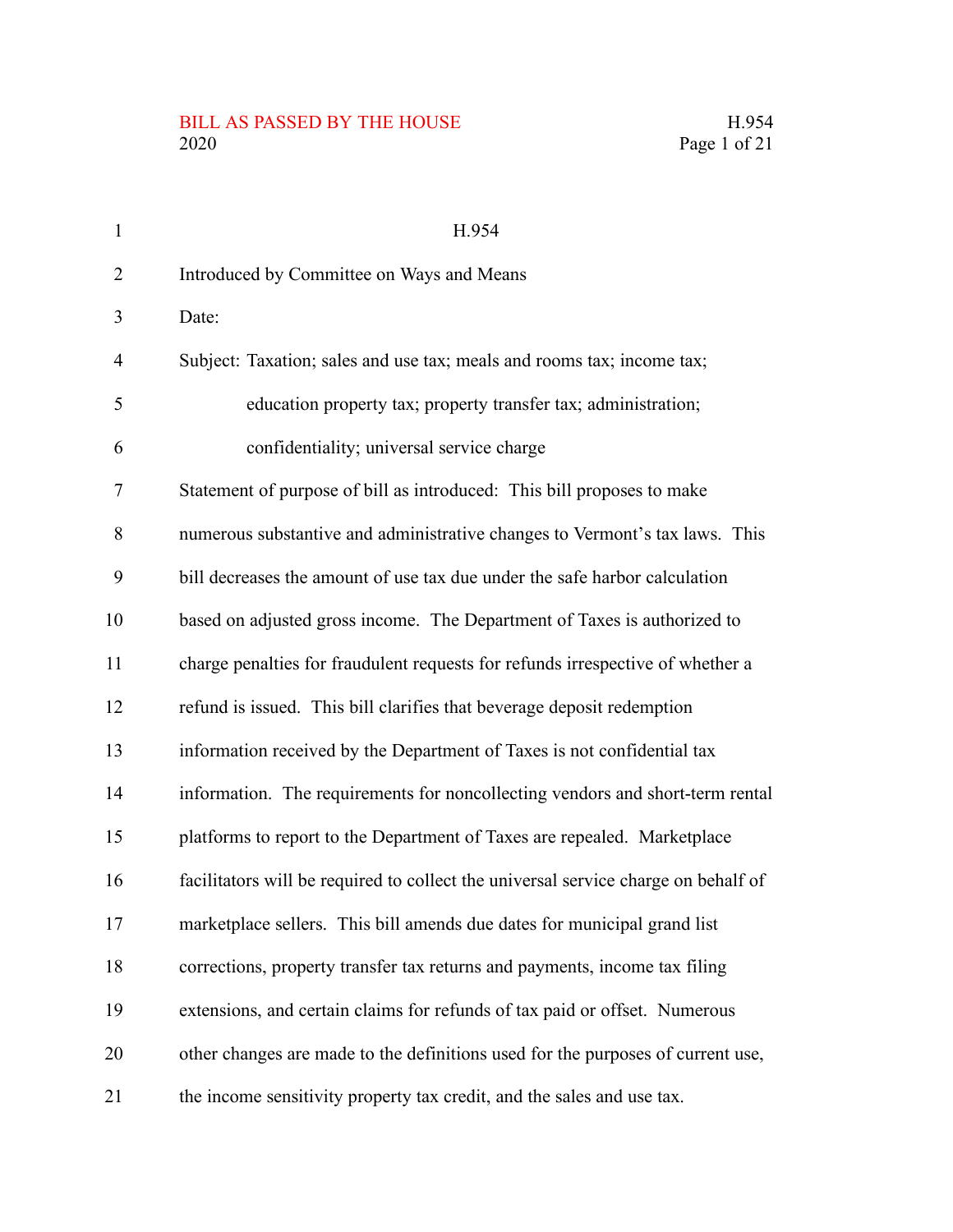# H.954

Introduced by Committee on Ways and Means

Date:

Subject: Taxation; sales and use tax; meals and rooms tax; income tax; education property tax; property transfer tax; administration; confidentiality; universal service charge

Statement of purpose of bill as introduced: This bill proposes to make numerous substantive and administrative changes to Vermont's tax laws. This bill decreases the amount of use tax due under the safe harbor calculation based on adjusted gross income. The Department of Taxes is authorized to charge penalties for fraudulent requests for refunds irrespective of whether a refund is issued. This bill clarifies that beverage deposit redemption information received by the Department of Taxes is not confidential tax information. The requirements for noncollecting vendors and short-term rental platforms to report to the Department of Taxes are repealed. Marketplace facilitators will be required to collect the universal service charge on behalf of marketplace sellers. This bill amends due dates for municipal grand list corrections, property transfer tax returns and payments, income tax filing extensions, and certain claims for refunds of tax paid or offset. Numerous other changes are made to the definitions used for the purposes of current use, the income sensitivity property tax credit, and the sales and use tax.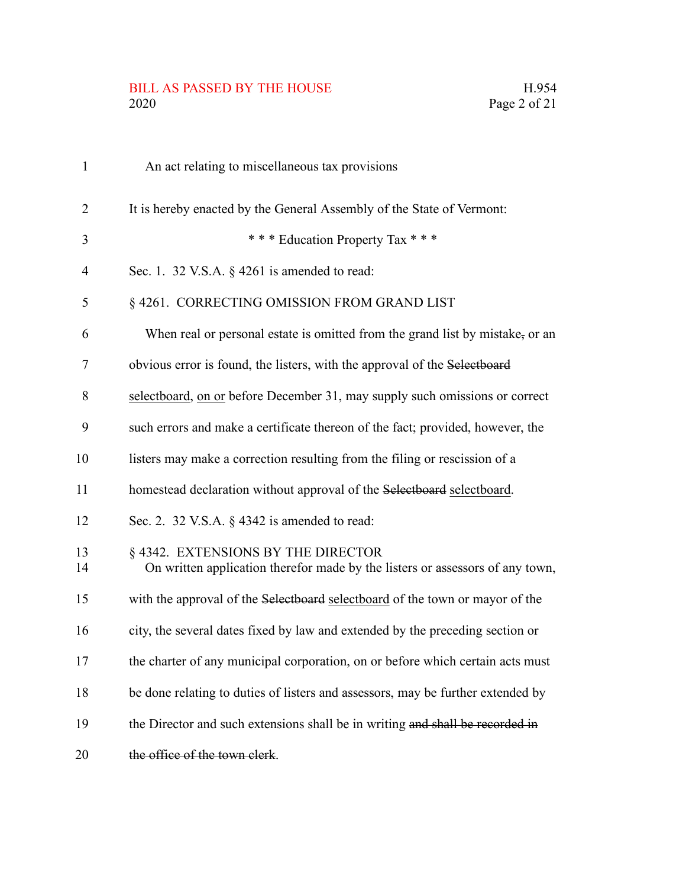An act relating to miscellaneous tax provisions

It is hereby enacted by the General Assembly of the State of Vermont:

\* \* \* Education Property Tax \* \* \*

Sec. 1. 32 V.S.A. § 4261 is amended to read:

§ 4261. CORRECTING OMISSION FROM GRAND LIST

When real or personal estate is omitted from the grand list by mistake~~,~~ or an obvious error is found, the listers, with the approval of the ~~Selectboard~~ <u>selectboard</u>, <u>on or</u> before December 31, may supply such omissions or correct such errors and make a certificate thereon of the fact; provided, however, the listers may make a correction resulting from the filing or rescission of a homestead declaration without approval of the ~~Selectboard~~ <u>selectboard</u>.

Sec. 2. 32 V.S.A. § 4342 is amended to read:

§ 4342. EXTENSIONS BY THE DIRECTOR

On written application therefor made by the listers or assessors of any town, with the approval of the ~~Selectboard~~ <u>selectboard</u> of the town or mayor of the city, the several dates fixed by law and extended by the preceding section or the charter of any municipal corporation, on or before which certain acts must be done relating to duties of listers and assessors, may be further extended by the Director and such extensions shall be in writing ~~and shall be recorded in the office of the town clerk~~.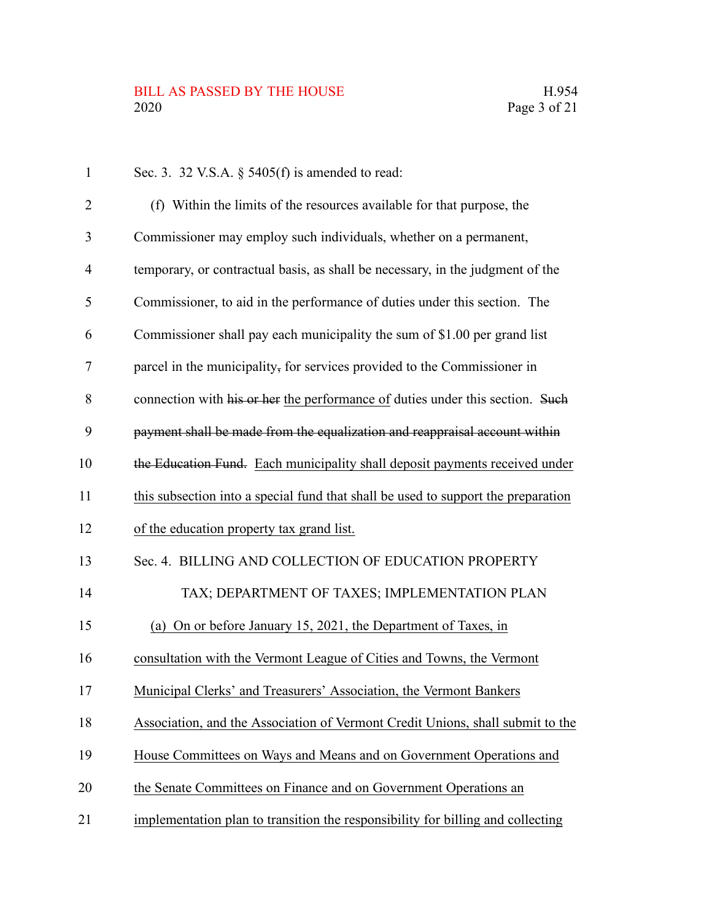Sec. 3. 32 V.S.A. § 5405(f) is amended to read:

(f) Within the limits of the resources available for that purpose, the Commissioner may employ such individuals, whether on a permanent, temporary, or contractual basis, as shall be necessary, in the judgment of the Commissioner, to aid in the performance of duties under this section. The Commissioner shall pay each municipality the sum of $1.00 per grand list parcel in the municipality~~,~~ for services provided to the Commissioner in connection with ~~his or her~~ the performance of duties under this section. ~~Such payment shall be made from the equalization and reappraisal account within the Education Fund.~~ Each municipality shall deposit payments received under this subsection into a special fund that shall be used to support the preparation of the education property tax grand list.

Sec. 4. BILLING AND COLLECTION OF EDUCATION PROPERTY TAX; DEPARTMENT OF TAXES; IMPLEMENTATION PLAN

(a) On or before January 15, 2021, the Department of Taxes, in consultation with the Vermont League of Cities and Towns, the Vermont Municipal Clerks' and Treasurers' Association, the Vermont Bankers Association, and the Association of Vermont Credit Unions, shall submit to the House Committees on Ways and Means and on Government Operations and the Senate Committees on Finance and on Government Operations an implementation plan to transition the responsibility for billing and collecting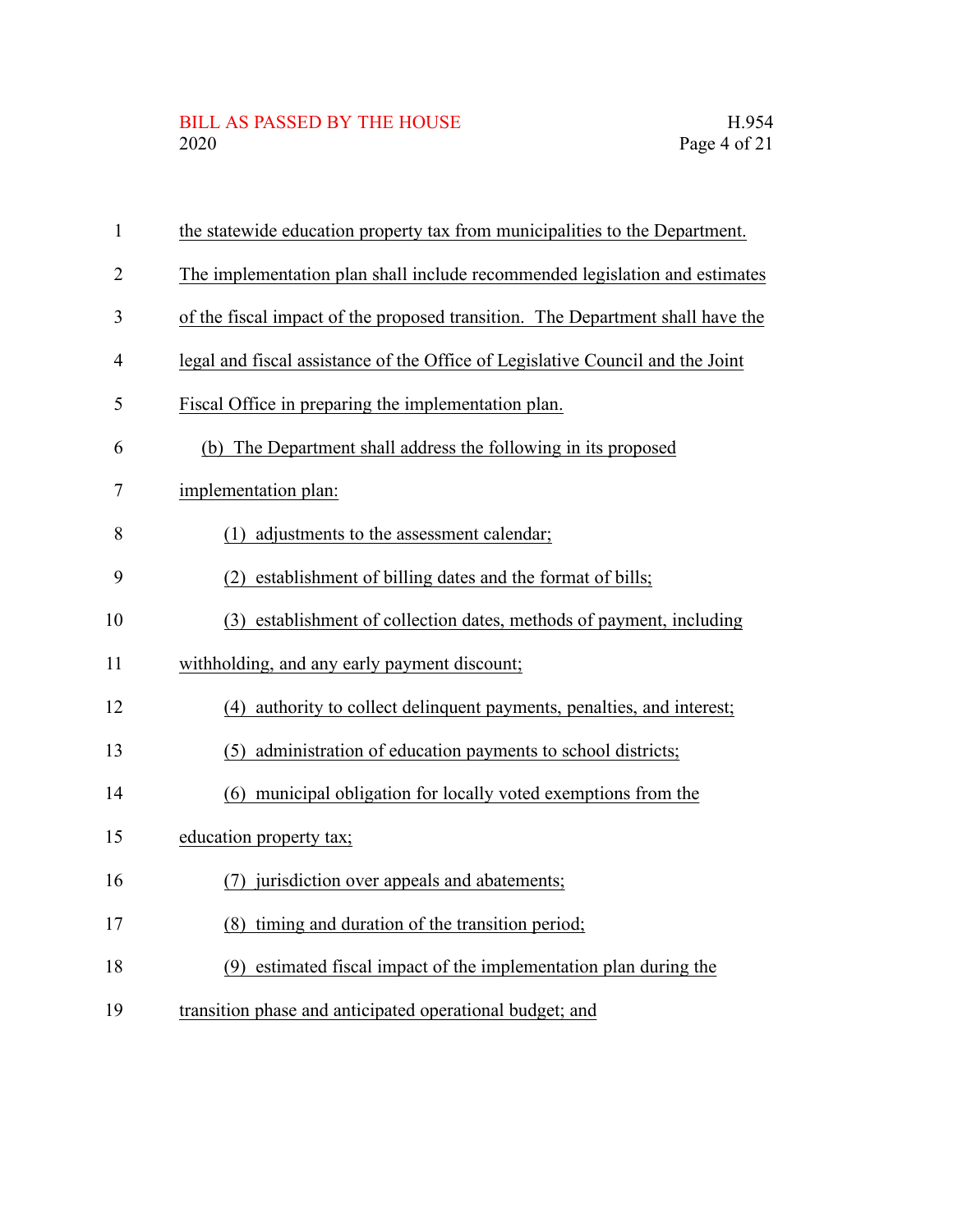the statewide education property tax from municipalities to the Department. The implementation plan shall include recommended legislation and estimates of the fiscal impact of the proposed transition. The Department shall have the legal and fiscal assistance of the Office of Legislative Council and the Joint Fiscal Office in preparing the implementation plan.

(b) The Department shall address the following in its proposed implementation plan:

(1) adjustments to the assessment calendar;

(2) establishment of billing dates and the format of bills;

(3) establishment of collection dates, methods of payment, including withholding, and any early payment discount;

(4) authority to collect delinquent payments, penalties, and interest;

(5) administration of education payments to school districts;

(6) municipal obligation for locally voted exemptions from the education property tax;

(7) jurisdiction over appeals and abatements;

(8) timing and duration of the transition period;

(9) estimated fiscal impact of the implementation plan during the transition phase and anticipated operational budget; and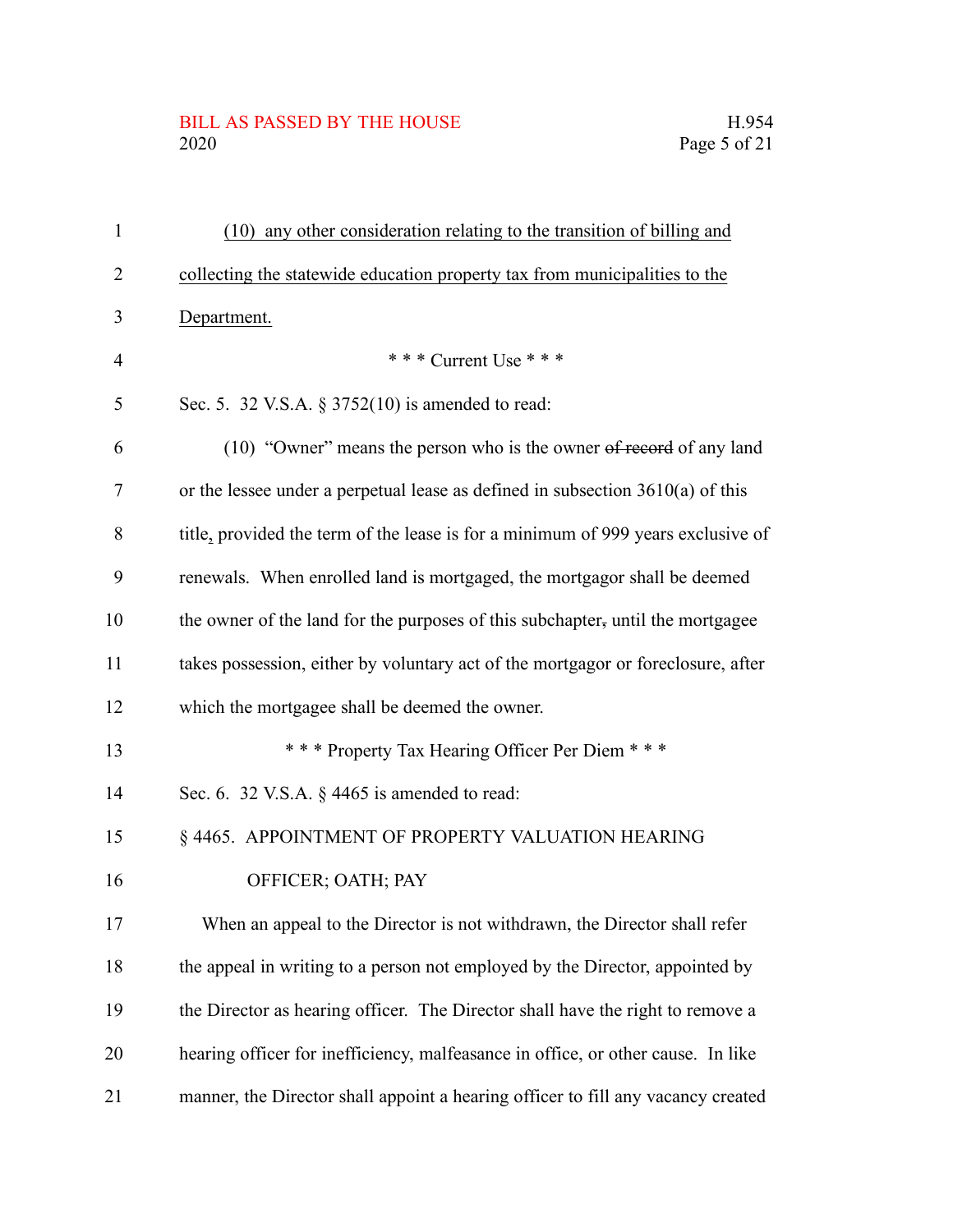(10) any other consideration relating to the transition of billing and collecting the statewide education property tax from municipalities to the Department.

\* \* \* Current Use \* \* \*

Sec. 5. 32 V.S.A. § 3752(10) is amended to read:

(10) "Owner" means the person who is the owner ~~of record~~ of any land or the lessee under a perpetual lease as defined in subsection 3610(a) of this title, provided the term of the lease is for a minimum of 999 years exclusive of renewals. When enrolled land is mortgaged, the mortgagor shall be deemed the owner of the land for the purposes of this subchapter~~,~~ until the mortgagee takes possession, either by voluntary act of the mortgagor or foreclosure, after which the mortgagee shall be deemed the owner.

\* \* \* Property Tax Hearing Officer Per Diem \* \* \*

Sec. 6. 32 V.S.A. § 4465 is amended to read:

§ 4465. APPOINTMENT OF PROPERTY VALUATION HEARING OFFICER; OATH; PAY

When an appeal to the Director is not withdrawn, the Director shall refer the appeal in writing to a person not employed by the Director, appointed by the Director as hearing officer. The Director shall have the right to remove a hearing officer for inefficiency, malfeasance in office, or other cause. In like manner, the Director shall appoint a hearing officer to fill any vacancy created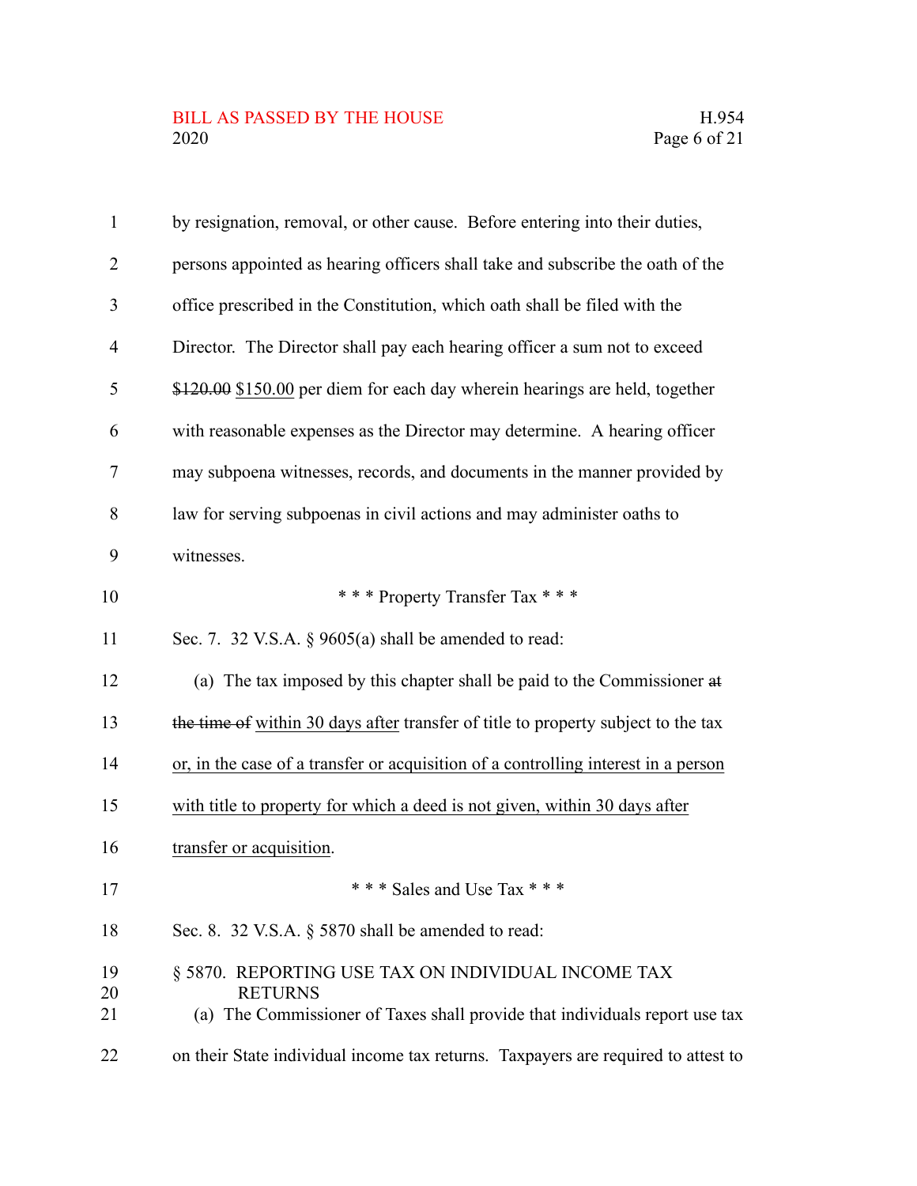by resignation, removal, or other cause. Before entering into their duties, persons appointed as hearing officers shall take and subscribe the oath of the office prescribed in the Constitution, which oath shall be filed with the Director. The Director shall pay each hearing officer a sum not to exceed ~~$120.00~~ $150.00 per diem for each day wherein hearings are held, together with reasonable expenses as the Director may determine. A hearing officer may subpoena witnesses, records, and documents in the manner provided by law for serving subpoenas in civil actions and may administer oaths to witnesses.

\* \* \* Property Transfer Tax \* \* \*

Sec. 7. 32 V.S.A. § 9605(a) shall be amended to read:

(a) The tax imposed by this chapter shall be paid to the Commissioner ~~at the time of~~ within 30 days after transfer of title to property subject to the tax or, in the case of a transfer or acquisition of a controlling interest in a person with title to property for which a deed is not given, within 30 days after transfer or acquisition.

\* \* \* Sales and Use Tax \* \* \*

Sec. 8. 32 V.S.A. § 5870 shall be amended to read:

§ 5870. REPORTING USE TAX ON INDIVIDUAL INCOME TAX RETURNS

(a) The Commissioner of Taxes shall provide that individuals report use tax on their State individual income tax returns. Taxpayers are required to attest to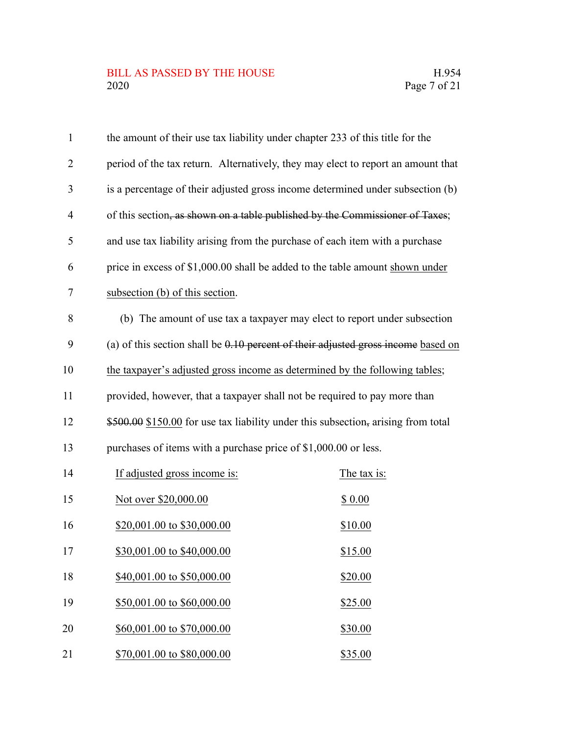the amount of their use tax liability under chapter 233 of this title for the period of the tax return. Alternatively, they may elect to report an amount that is a percentage of their adjusted gross income determined under subsection (b) of this section~~, as shown on a table published by the Commissioner of Taxes~~; and use tax liability arising from the purchase of each item with a purchase price in excess of $1,000.00 shall be added to the table amount shown under subsection (b) of this section.

(b) The amount of use tax a taxpayer may elect to report under subsection (a) of this section shall be ~~0.10 percent of their adjusted gross income~~ based on the taxpayer's adjusted gross income as determined by the following tables; provided, however, that a taxpayer shall not be required to pay more than ~~$500.00~~ $150.00 for use tax liability under this subsection~~,~~ arising from total purchases of items with a purchase price of $1,000.00 or less.

| If adjusted gross income is: | The tax is: |
|---|---|
| Not over $20,000.00 | $ 0.00 |
| $20,001.00 to $30,000.00 | $10.00 |
| $30,001.00 to $40,000.00 | $15.00 |
| $40,001.00 to $50,000.00 | $20.00 |
| $50,001.00 to $60,000.00 | $25.00 |
| $60,001.00 to $70,000.00 | $30.00 |
| $70,001.00 to $80,000.00 | $35.00 |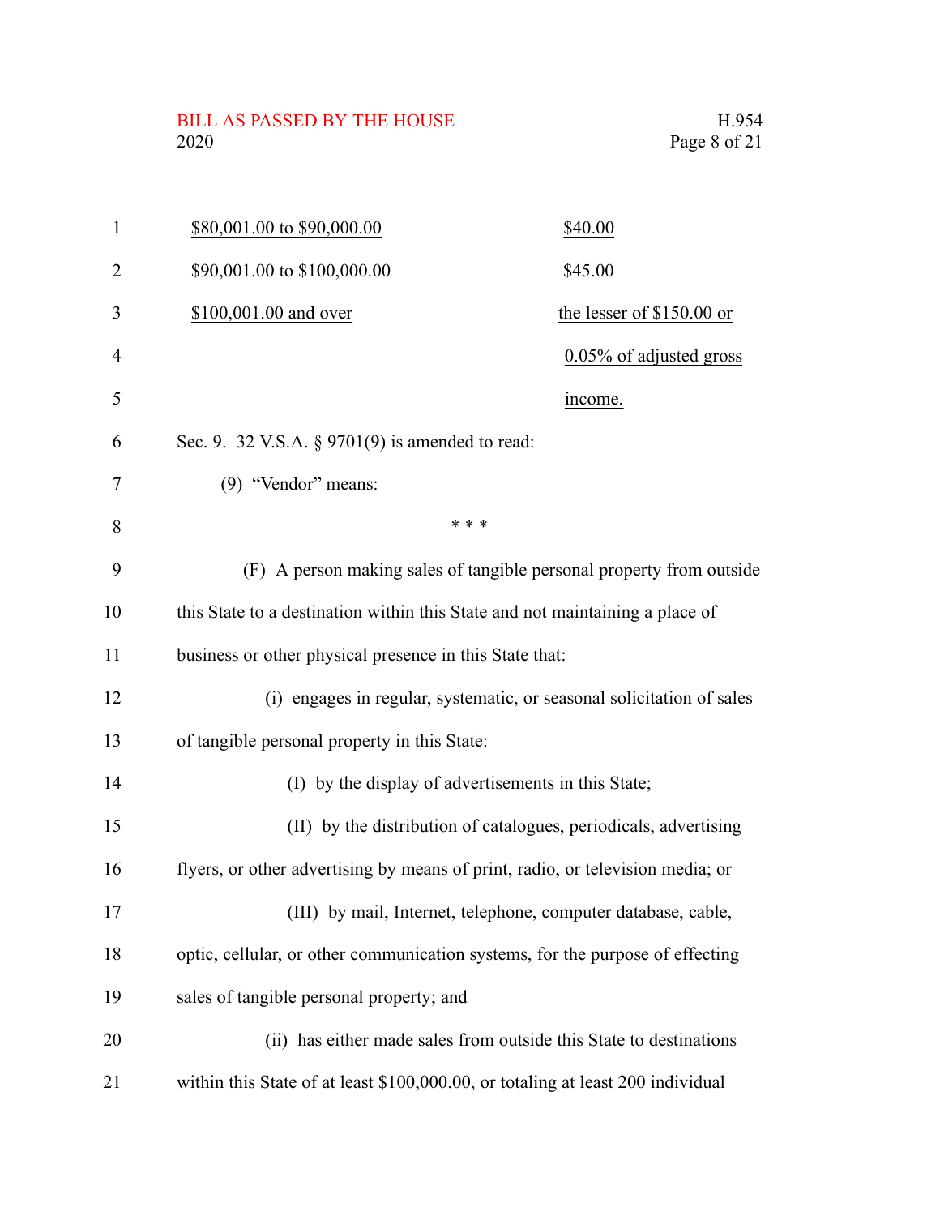| | |
|---|---|
| $80,001.00 to $90,000.00 | $40.00 |
| $90,001.00 to $100,000.00 | $45.00 |
| $100,001.00 and over | the lesser of $150.00 or 0.05% of adjusted gross income. |

Sec. 9. 32 V.S.A. § 9701(9) is amended to read:

(9) "Vendor" means:

\* \* \*

(F) A person making sales of tangible personal property from outside this State to a destination within this State and not maintaining a place of business or other physical presence in this State that:

(i) engages in regular, systematic, or seasonal solicitation of sales of tangible personal property in this State:

(I) by the display of advertisements in this State;

(II) by the distribution of catalogues, periodicals, advertising flyers, or other advertising by means of print, radio, or television media; or

(III) by mail, Internet, telephone, computer database, cable, optic, cellular, or other communication systems, for the purpose of effecting sales of tangible personal property; and

(ii) has either made sales from outside this State to destinations within this State of at least $100,000.00, or totaling at least 200 individual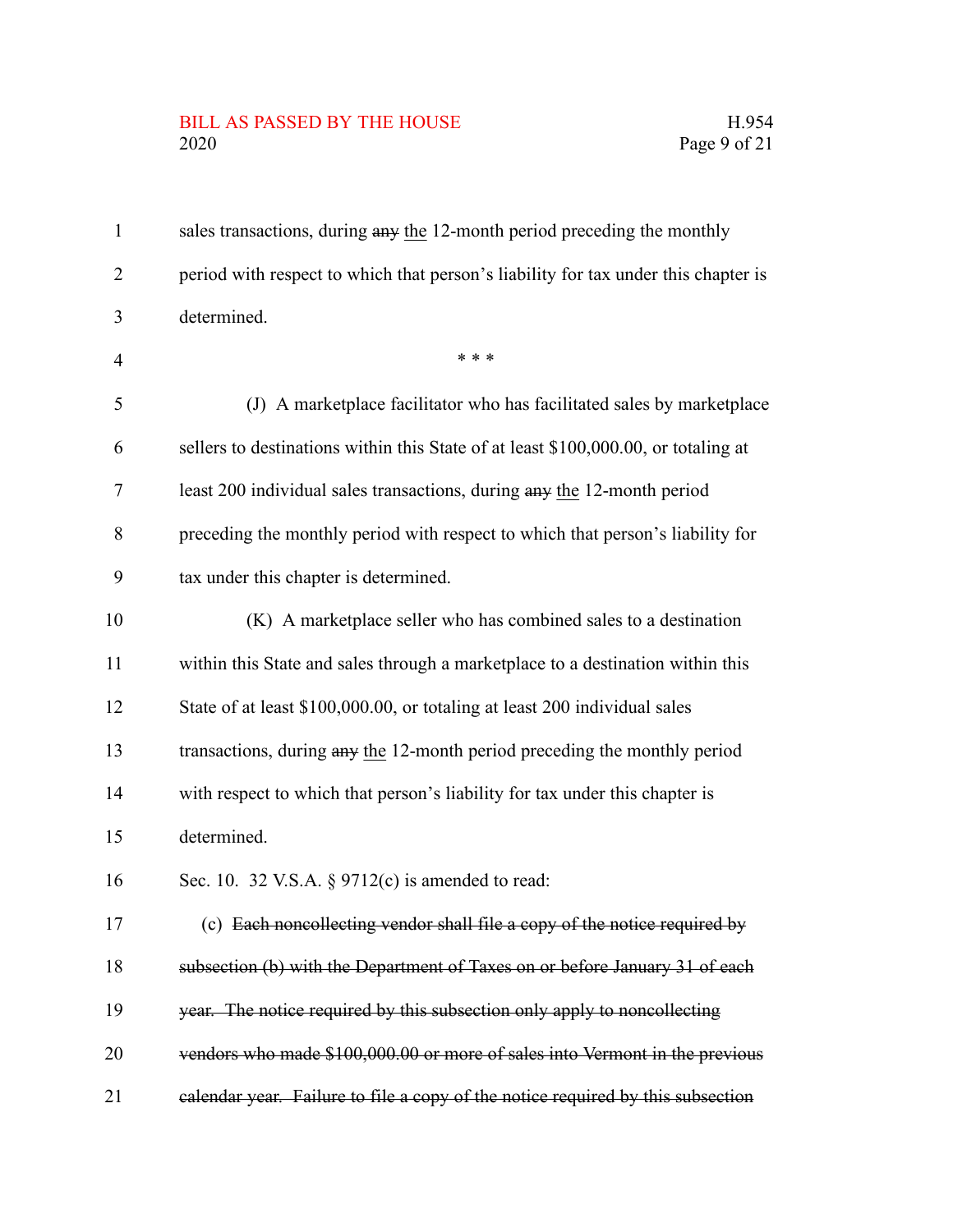sales transactions, during ~~any~~ <u>the</u> 12-month period preceding the monthly period with respect to which that person's liability for tax under this chapter is determined.

\* \* \*

(J) A marketplace facilitator who has facilitated sales by marketplace sellers to destinations within this State of at least $100,000.00, or totaling at least 200 individual sales transactions, during ~~any~~ <u>the</u> 12-month period preceding the monthly period with respect to which that person's liability for tax under this chapter is determined.

(K) A marketplace seller who has combined sales to a destination within this State and sales through a marketplace to a destination within this State of at least $100,000.00, or totaling at least 200 individual sales transactions, during ~~any~~ <u>the</u> 12-month period preceding the monthly period with respect to which that person's liability for tax under this chapter is determined.

Sec. 10. 32 V.S.A. § 9712(c) is amended to read:

(c) ~~Each noncollecting vendor shall file a copy of the notice required by subsection (b) with the Department of Taxes on or before January 31 of each year. The notice required by this subsection only apply to noncollecting vendors who made $100,000.00 or more of sales into Vermont in the previous calendar year. Failure to file a copy of the notice required by this subsection~~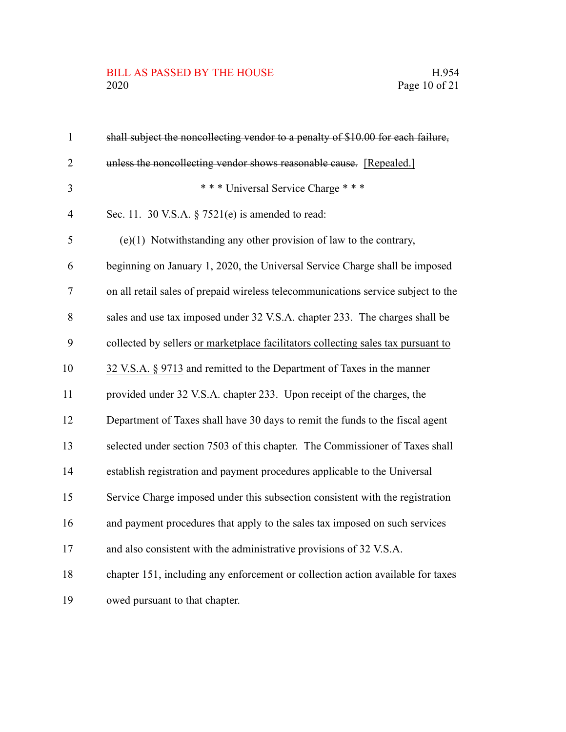~~shall subject the noncollecting vendor to a penalty of $10.00 for each failure, unless the noncollecting vendor shows reasonable cause.~~ [Repealed.]

\* \* \* Universal Service Charge \* \* \*

Sec. 11. 30 V.S.A. § 7521(e) is amended to read:

(e)(1) Notwithstanding any other provision of law to the contrary, beginning on January 1, 2020, the Universal Service Charge shall be imposed on all retail sales of prepaid wireless telecommunications service subject to the sales and use tax imposed under 32 V.S.A. chapter 233. The charges shall be collected by sellers <u>or marketplace facilitators collecting sales tax pursuant to 32 V.S.A. § 9713</u> and remitted to the Department of Taxes in the manner provided under 32 V.S.A. chapter 233. Upon receipt of the charges, the Department of Taxes shall have 30 days to remit the funds to the fiscal agent selected under section 7503 of this chapter. The Commissioner of Taxes shall establish registration and payment procedures applicable to the Universal Service Charge imposed under this subsection consistent with the registration and payment procedures that apply to the sales tax imposed on such services and also consistent with the administrative provisions of 32 V.S.A. chapter 151, including any enforcement or collection action available for taxes owed pursuant to that chapter.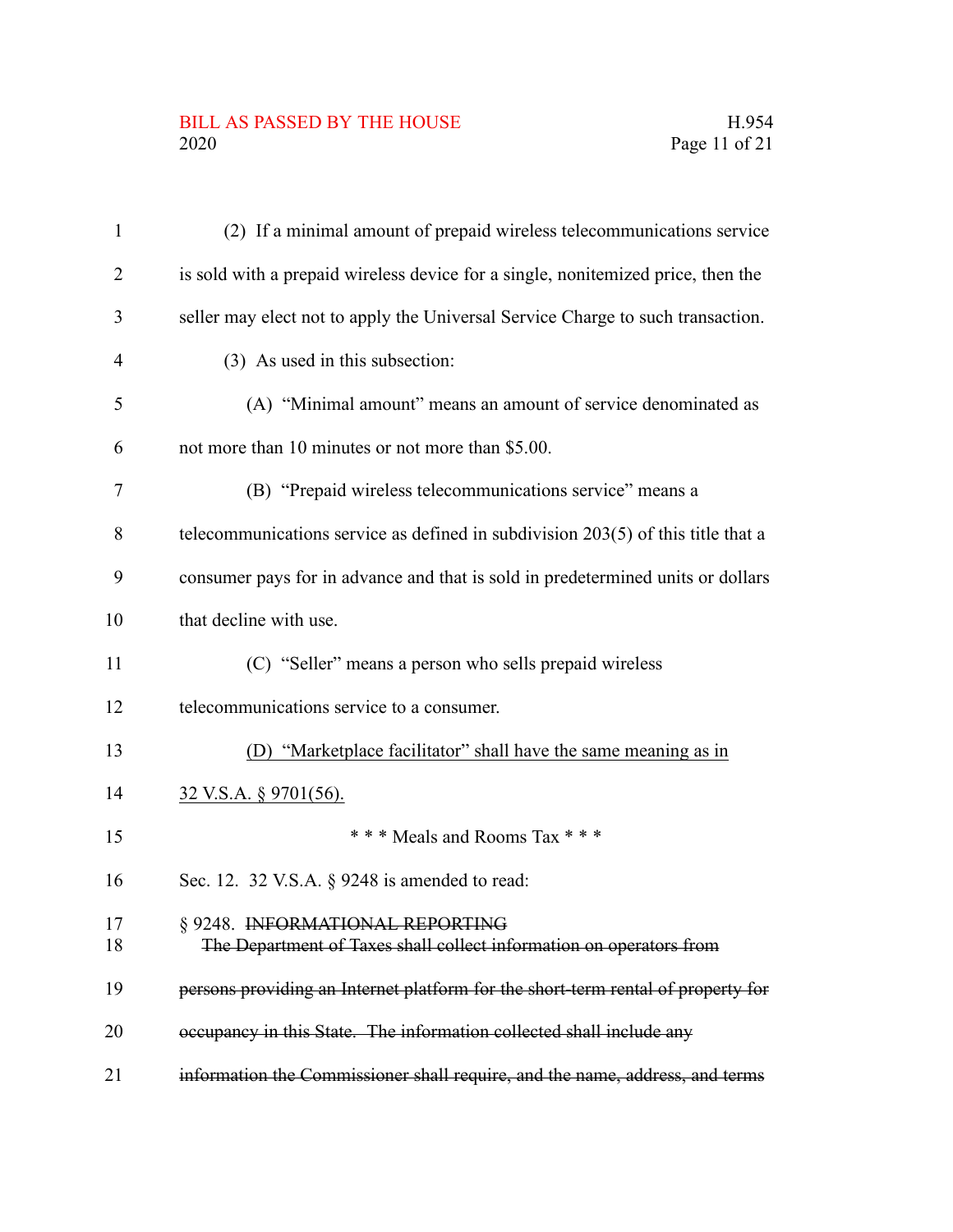(2) If a minimal amount of prepaid wireless telecommunications service is sold with a prepaid wireless device for a single, nonitemized price, then the seller may elect not to apply the Universal Service Charge to such transaction.

(3) As used in this subsection:

(A) "Minimal amount" means an amount of service denominated as not more than 10 minutes or not more than $5.00.

(B) "Prepaid wireless telecommunications service" means a telecommunications service as defined in subdivision 203(5) of this title that a consumer pays for in advance and that is sold in predetermined units or dollars that decline with use.

(C) "Seller" means a person who sells prepaid wireless telecommunications service to a consumer.

<u>(D) "Marketplace facilitator" shall have the same meaning as in 32 V.S.A. § 9701(56).</u>

\* \* \* Meals and Rooms Tax \* \* \*

Sec. 12. 32 V.S.A. § 9248 is amended to read:

§ 9248. ~~INFORMATIONAL REPORTING~~

~~The Department of Taxes shall collect information on operators from persons providing an Internet platform for the short-term rental of property for occupancy in this State. The information collected shall include any information the Commissioner shall require, and the name, address, and terms~~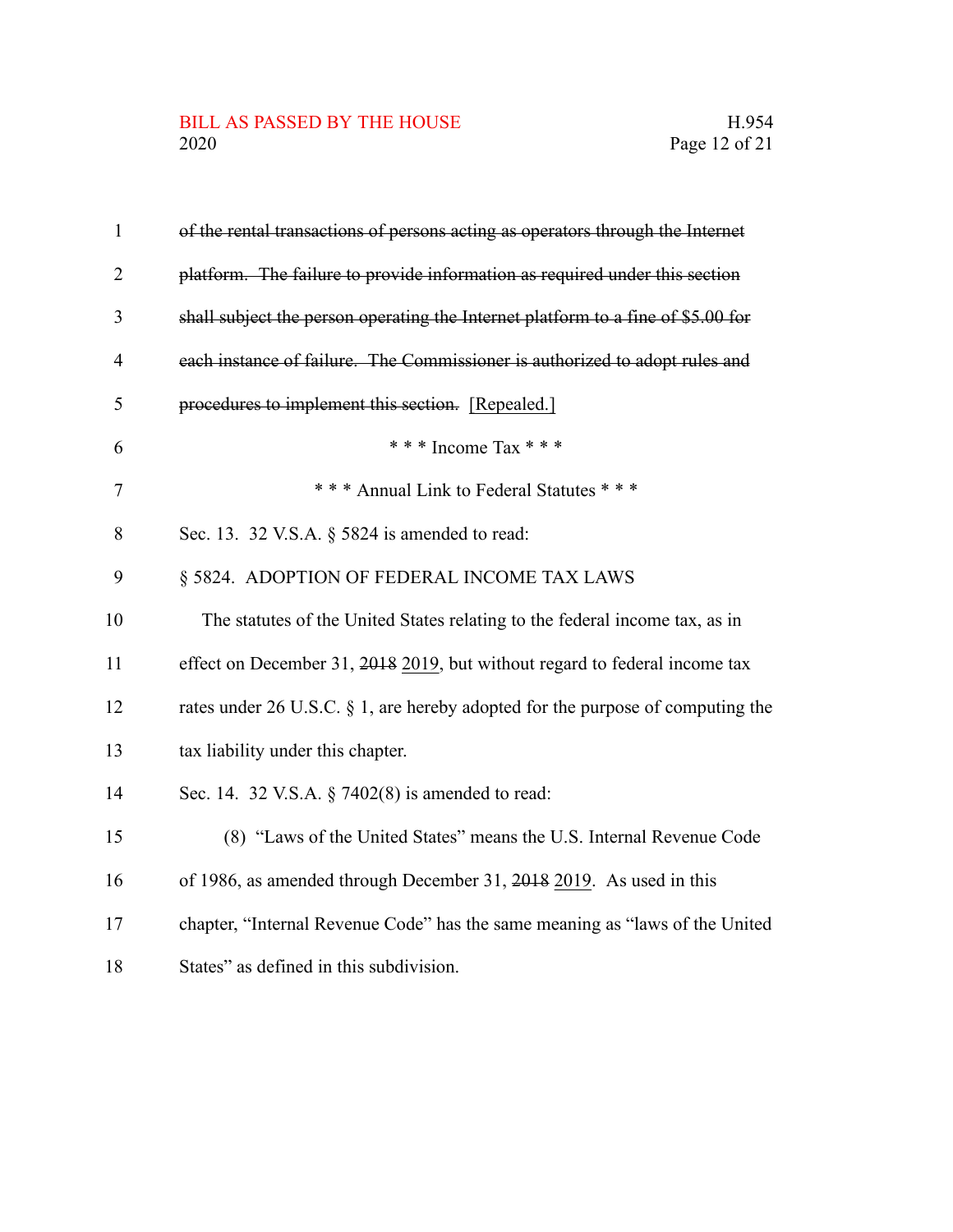~~of the rental transactions of persons acting as operators through the Internet platform. The failure to provide information as required under this section shall subject the person operating the Internet platform to a fine of $5.00 for each instance of failure. The Commissioner is authorized to adopt rules and procedures to implement this section.~~ <u>[Repealed.]</u>

\* \* \* Income Tax \* \* \*

\* \* \* Annual Link to Federal Statutes \* \* \*

Sec. 13. 32 V.S.A. § 5824 is amended to read:

§ 5824. ADOPTION OF FEDERAL INCOME TAX LAWS

The statutes of the United States relating to the federal income tax, as in effect on December 31, ~~2018~~ <u>2019</u>, but without regard to federal income tax rates under 26 U.S.C. § 1, are hereby adopted for the purpose of computing the tax liability under this chapter.

Sec. 14. 32 V.S.A. § 7402(8) is amended to read:

(8) "Laws of the United States" means the U.S. Internal Revenue Code of 1986, as amended through December 31, ~~2018~~ <u>2019</u>. As used in this chapter, "Internal Revenue Code" has the same meaning as "laws of the United States" as defined in this subdivision.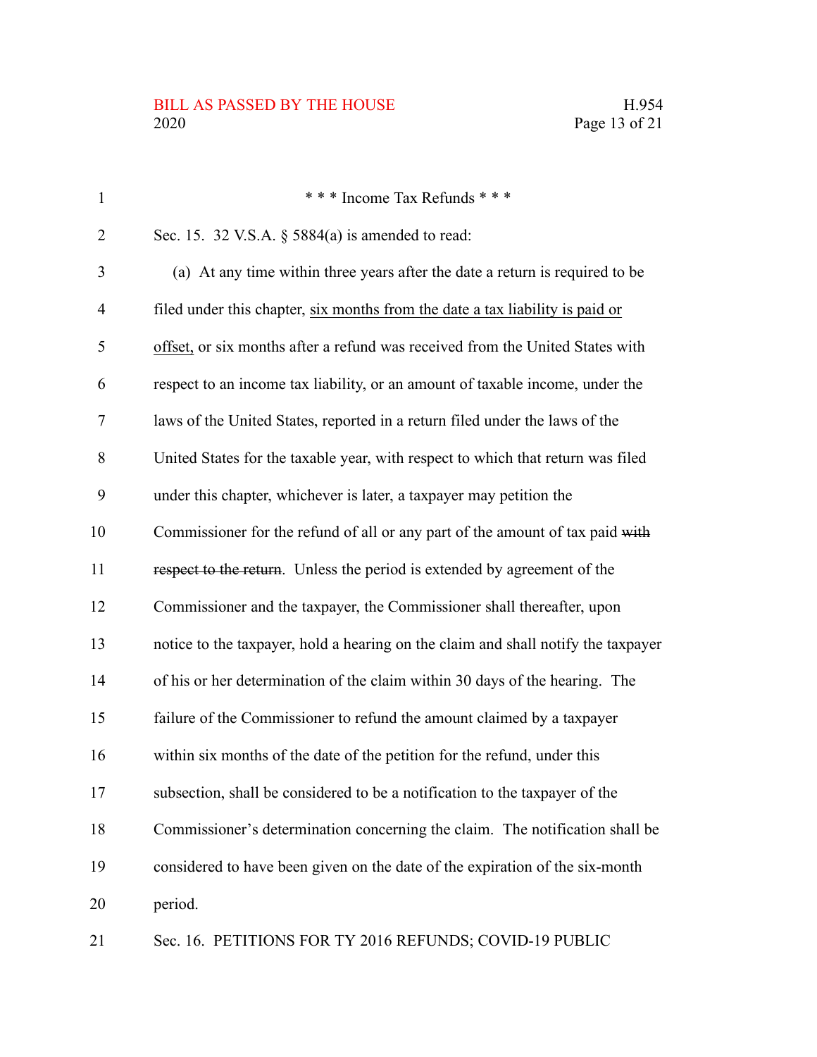\* \* \* Income Tax Refunds \* \* \*

Sec. 15. 32 V.S.A. § 5884(a) is amended to read:

(a) At any time within three years after the date a return is required to be filed under this chapter, <u>six months from the date a tax liability is paid or offset,</u> or six months after a refund was received from the United States with respect to an income tax liability, or an amount of taxable income, under the laws of the United States, reported in a return filed under the laws of the United States for the taxable year, with respect to which that return was filed under this chapter, whichever is later, a taxpayer may petition the Commissioner for the refund of all or any part of the amount of tax paid ~~with respect to the return~~. Unless the period is extended by agreement of the Commissioner and the taxpayer, the Commissioner shall thereafter, upon notice to the taxpayer, hold a hearing on the claim and shall notify the taxpayer of his or her determination of the claim within 30 days of the hearing. The failure of the Commissioner to refund the amount claimed by a taxpayer within six months of the date of the petition for the refund, under this subsection, shall be considered to be a notification to the taxpayer of the Commissioner's determination concerning the claim. The notification shall be considered to have been given on the date of the expiration of the six-month period.

Sec. 16. PETITIONS FOR TY 2016 REFUNDS; COVID-19 PUBLIC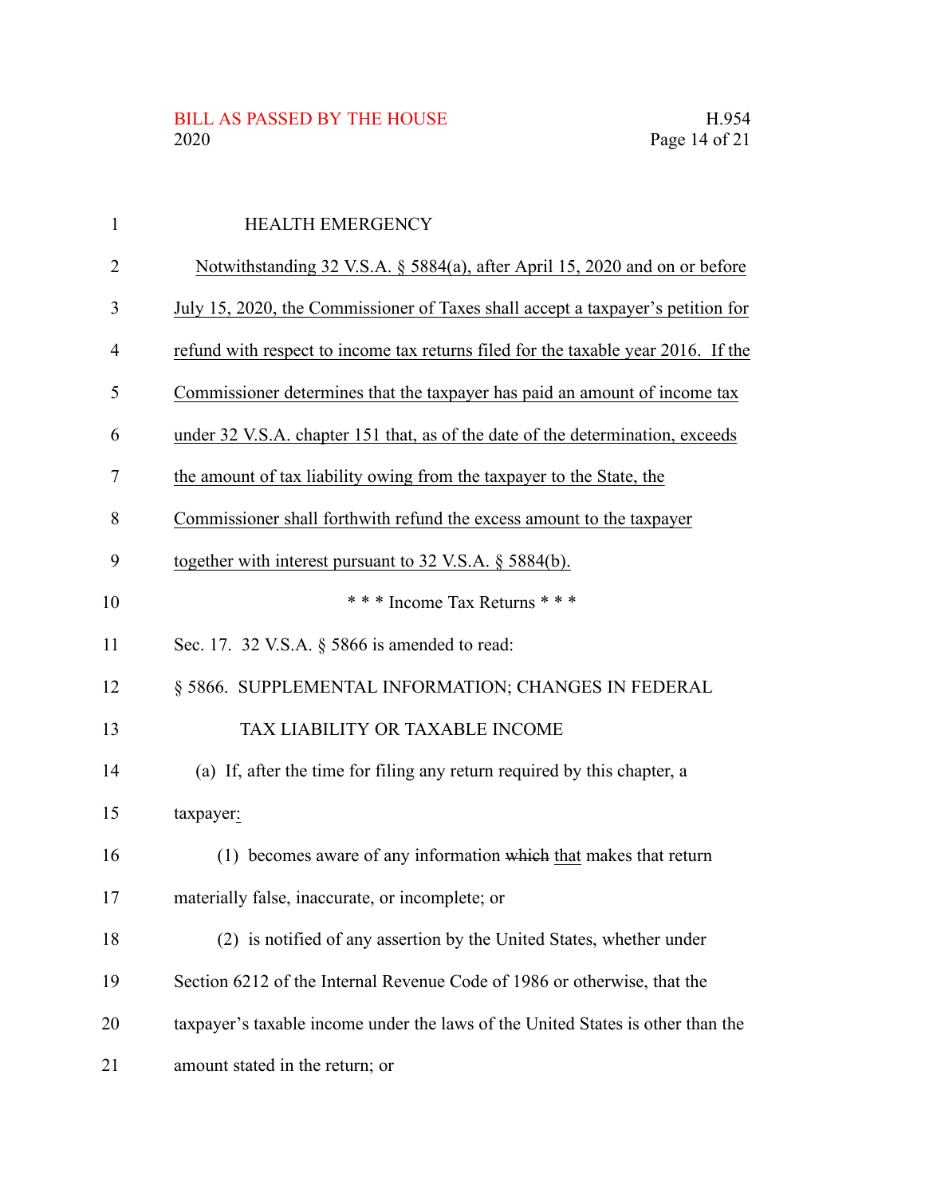HEALTH EMERGENCY

<u>Notwithstanding 32 V.S.A. § 5884(a), after April 15, 2020 and on or before July 15, 2020, the Commissioner of Taxes shall accept a taxpayer's petition for refund with respect to income tax returns filed for the taxable year 2016. If the Commissioner determines that the taxpayer has paid an amount of income tax under 32 V.S.A. chapter 151 that, as of the date of the determination, exceeds the amount of tax liability owing from the taxpayer to the State, the Commissioner shall forthwith refund the excess amount to the taxpayer together with interest pursuant to 32 V.S.A. § 5884(b).</u>

\* \* \* Income Tax Returns \* \* \*

Sec. 17. 32 V.S.A. § 5866 is amended to read:

§ 5866. SUPPLEMENTAL INFORMATION; CHANGES IN FEDERAL TAX LIABILITY OR TAXABLE INCOME

(a) If, after the time for filing any return required by this chapter, a taxpayer<u>:</u>

(1) becomes aware of any information ~~which~~ <u>that</u> makes that return materially false, inaccurate, or incomplete; or

(2) is notified of any assertion by the United States, whether under Section 6212 of the Internal Revenue Code of 1986 or otherwise, that the taxpayer's taxable income under the laws of the United States is other than the amount stated in the return; or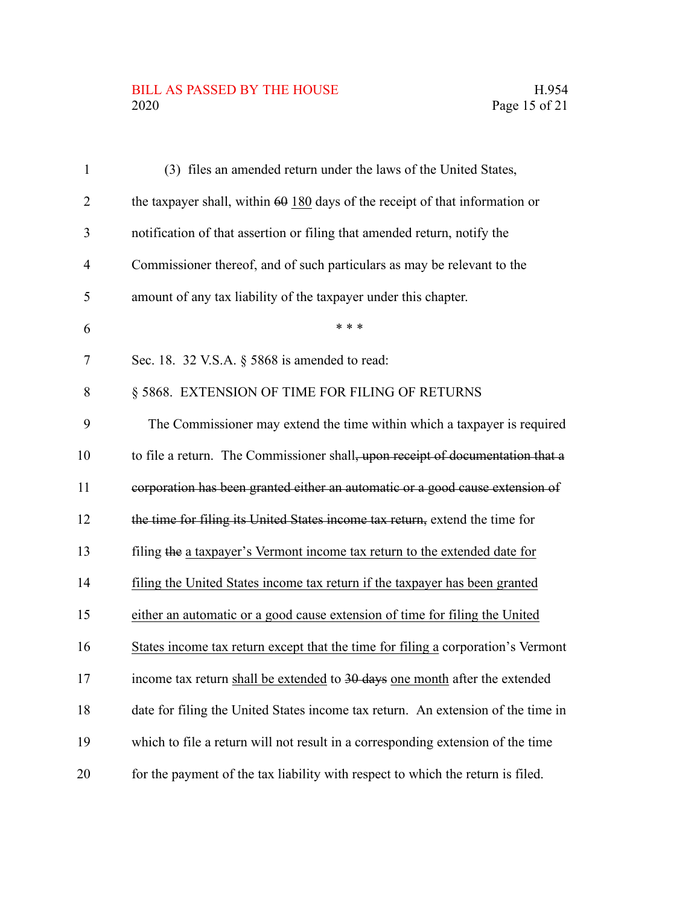(3) files an amended return under the laws of the United States,

the taxpayer shall, within ~~60~~ <u>180</u> days of the receipt of that information or notification of that assertion or filing that amended return, notify the Commissioner thereof, and of such particulars as may be relevant to the amount of any tax liability of the taxpayer under this chapter.

\* \* \*

Sec. 18. 32 V.S.A. § 5868 is amended to read:

§ 5868. EXTENSION OF TIME FOR FILING OF RETURNS

The Commissioner may extend the time within which a taxpayer is required to file a return. The Commissioner shall~~, upon receipt of documentation that a corporation has been granted either an automatic or a good cause extension of the time for filing its United States income tax return,~~ extend the time for filing ~~the~~ <u>a taxpayer's Vermont income tax return to the extended date for filing the United States income tax return if the taxpayer has been granted either an automatic or a good cause extension of time for filing the United States income tax return except that the time for filing a</u> corporation's Vermont income tax return <u>shall be extended</u> to ~~30 days~~ <u>one month</u> after the extended date for filing the United States income tax return. An extension of the time in which to file a return will not result in a corresponding extension of the time for the payment of the tax liability with respect to which the return is filed.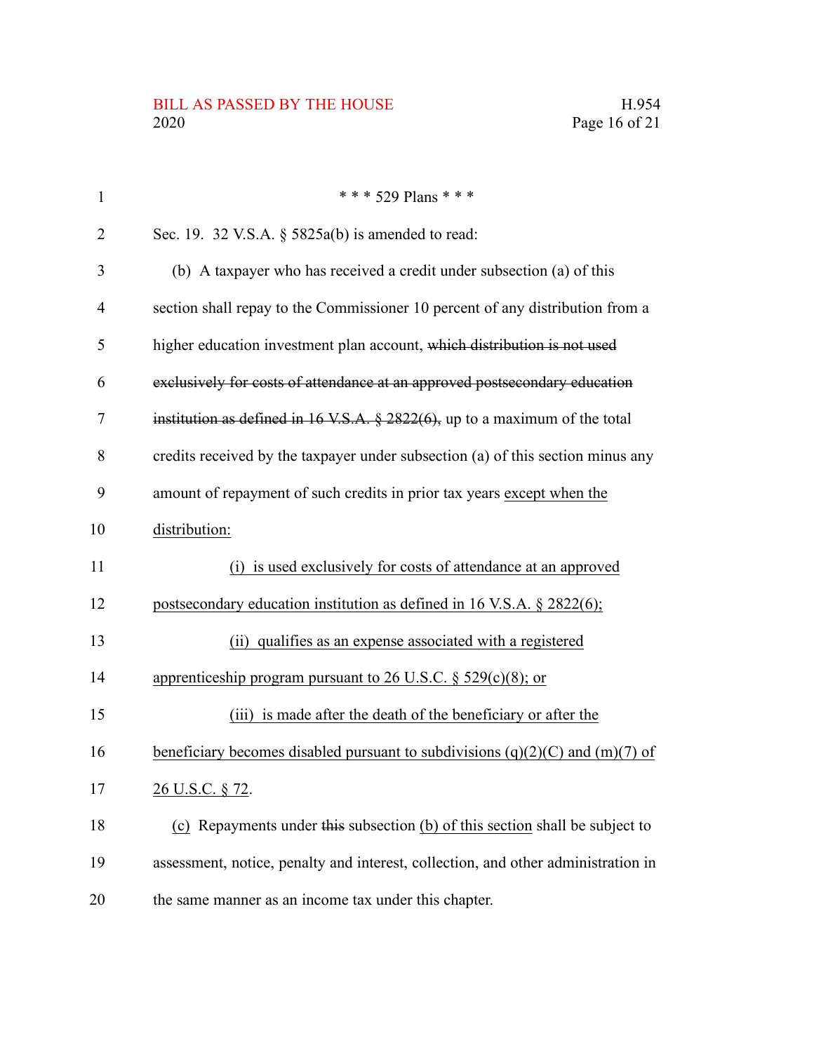\* \* \* 529 Plans \* \* \*

Sec. 19. 32 V.S.A. § 5825a(b) is amended to read:

(b) A taxpayer who has received a credit under subsection (a) of this section shall repay to the Commissioner 10 percent of any distribution from a higher education investment plan account, ~~which distribution is not used exclusively for costs of attendance at an approved postsecondary education institution as defined in 16 V.S.A. § 2822(6),~~ up to a maximum of the total credits received by the taxpayer under subsection (a) of this section minus any amount of repayment of such credits in prior tax years <u>except when the distribution:</u>

<u>(i) is used exclusively for costs of attendance at an approved postsecondary education institution as defined in 16 V.S.A. § 2822(6);</u>

<u>(ii) qualifies as an expense associated with a registered apprenticeship program pursuant to 26 U.S.C. § 529(c)(8); or</u>

<u>(iii) is made after the death of the beneficiary or after the beneficiary becomes disabled pursuant to subdivisions (q)(2)(C) and (m)(7) of 26 U.S.C. § 72</u>.

<u>(c)</u> Repayments under ~~this~~ subsection <u>(b) of this section</u> shall be subject to assessment, notice, penalty and interest, collection, and other administration in the same manner as an income tax under this chapter.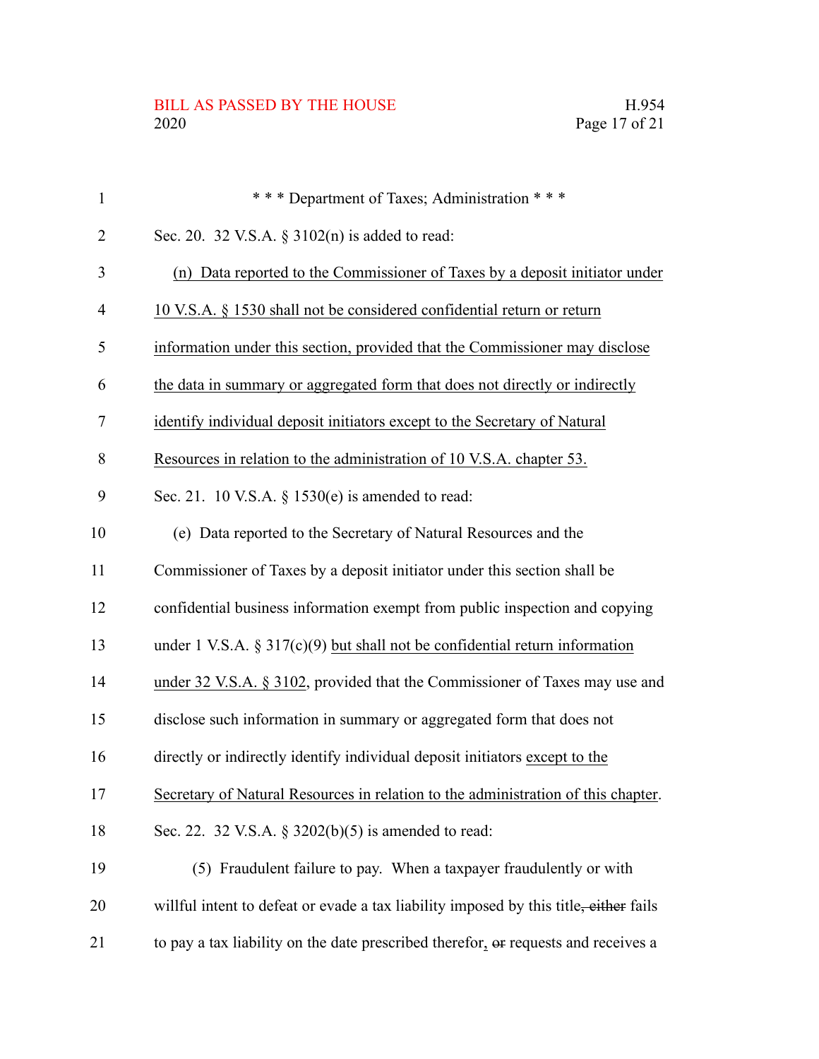\* \* \* Department of Taxes; Administration \* \* \*

Sec. 20. 32 V.S.A. § 3102(n) is added to read:

(n) Data reported to the Commissioner of Taxes by a deposit initiator under 10 V.S.A. § 1530 shall not be considered confidential return or return information under this section, provided that the Commissioner may disclose the data in summary or aggregated form that does not directly or indirectly identify individual deposit initiators except to the Secretary of Natural Resources in relation to the administration of 10 V.S.A. chapter 53.

Sec. 21. 10 V.S.A. § 1530(e) is amended to read:

(e) Data reported to the Secretary of Natural Resources and the Commissioner of Taxes by a deposit initiator under this section shall be confidential business information exempt from public inspection and copying under 1 V.S.A. § 317(c)(9) but shall not be confidential return information under 32 V.S.A. § 3102, provided that the Commissioner of Taxes may use and disclose such information in summary or aggregated form that does not directly or indirectly identify individual deposit initiators except to the Secretary of Natural Resources in relation to the administration of this chapter.

Sec. 22. 32 V.S.A. § 3202(b)(5) is amended to read:

(5) Fraudulent failure to pay. When a taxpayer fraudulently or with willful intent to defeat or evade a tax liability imposed by this title, ~~either~~ fails to pay a tax liability on the date prescribed therefor, ~~or~~ requests and receives a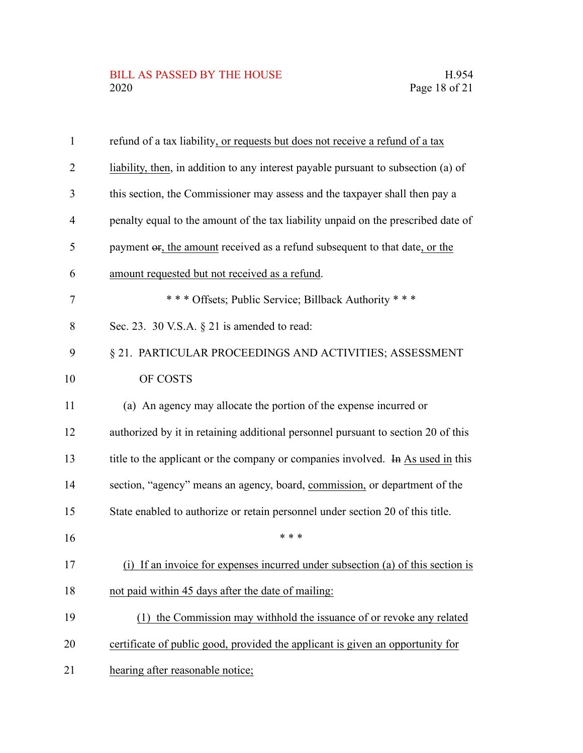refund of a tax liability, or requests but does not receive a refund of a tax liability, then, in addition to any interest payable pursuant to subsection (a) of this section, the Commissioner may assess and the taxpayer shall then pay a penalty equal to the amount of the tax liability unpaid on the prescribed date of payment ~~or~~, the amount received as a refund subsequent to that date, or the amount requested but not received as a refund.

\* \* \* Offsets; Public Service; Billback Authority \* \* \*

Sec. 23. 30 V.S.A. § 21 is amended to read:

§ 21. PARTICULAR PROCEEDINGS AND ACTIVITIES; ASSESSMENT OF COSTS

(a) An agency may allocate the portion of the expense incurred or authorized by it in retaining additional personnel pursuant to section 20 of this title to the applicant or the company or companies involved. ~~In~~ As used in this section, "agency" means an agency, board, commission, or department of the State enabled to authorize or retain personnel under section 20 of this title.

\* \* \*

(i) If an invoice for expenses incurred under subsection (a) of this section is not paid within 45 days after the date of mailing:

(1) the Commission may withhold the issuance of or revoke any related certificate of public good, provided the applicant is given an opportunity for hearing after reasonable notice;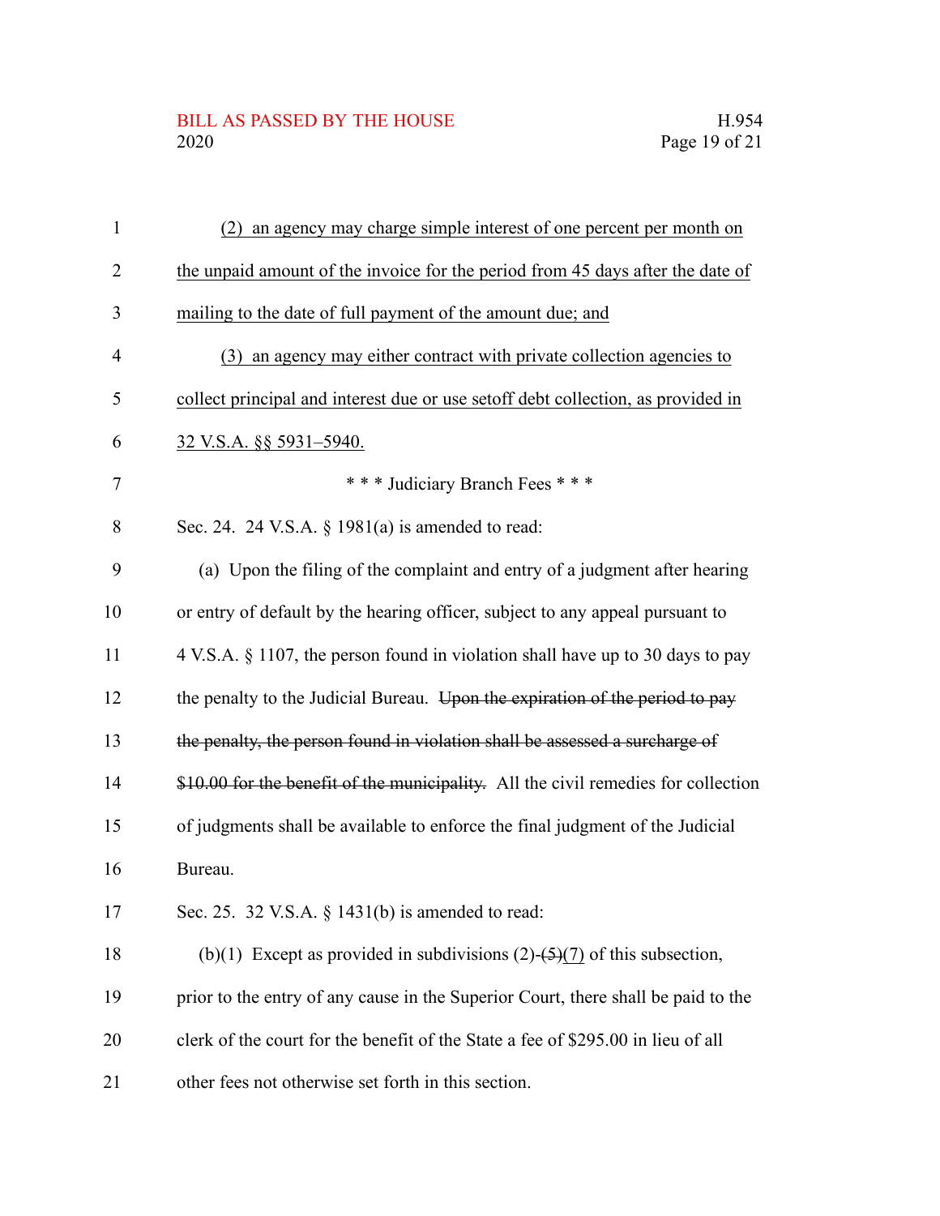(2) an agency may charge simple interest of one percent per month on the unpaid amount of the invoice for the period from 45 days after the date of mailing to the date of full payment of the amount due; and

(3) an agency may either contract with private collection agencies to collect principal and interest due or use setoff debt collection, as provided in 32 V.S.A. §§ 5931–5940.

\* \* \* Judiciary Branch Fees \* \* \*

Sec. 24. 24 V.S.A. § 1981(a) is amended to read:

(a) Upon the filing of the complaint and entry of a judgment after hearing or entry of default by the hearing officer, subject to any appeal pursuant to 4 V.S.A. § 1107, the person found in violation shall have up to 30 days to pay the penalty to the Judicial Bureau. ~~Upon the expiration of the period to pay the penalty, the person found in violation shall be assessed a surcharge of $10.00 for the benefit of the municipality.~~ All the civil remedies for collection of judgments shall be available to enforce the final judgment of the Judicial Bureau.

Sec. 25. 32 V.S.A. § 1431(b) is amended to read:

(b)(1) Except as provided in subdivisions (2)-~~(5)~~(7) of this subsection, prior to the entry of any cause in the Superior Court, there shall be paid to the clerk of the court for the benefit of the State a fee of $295.00 in lieu of all other fees not otherwise set forth in this section.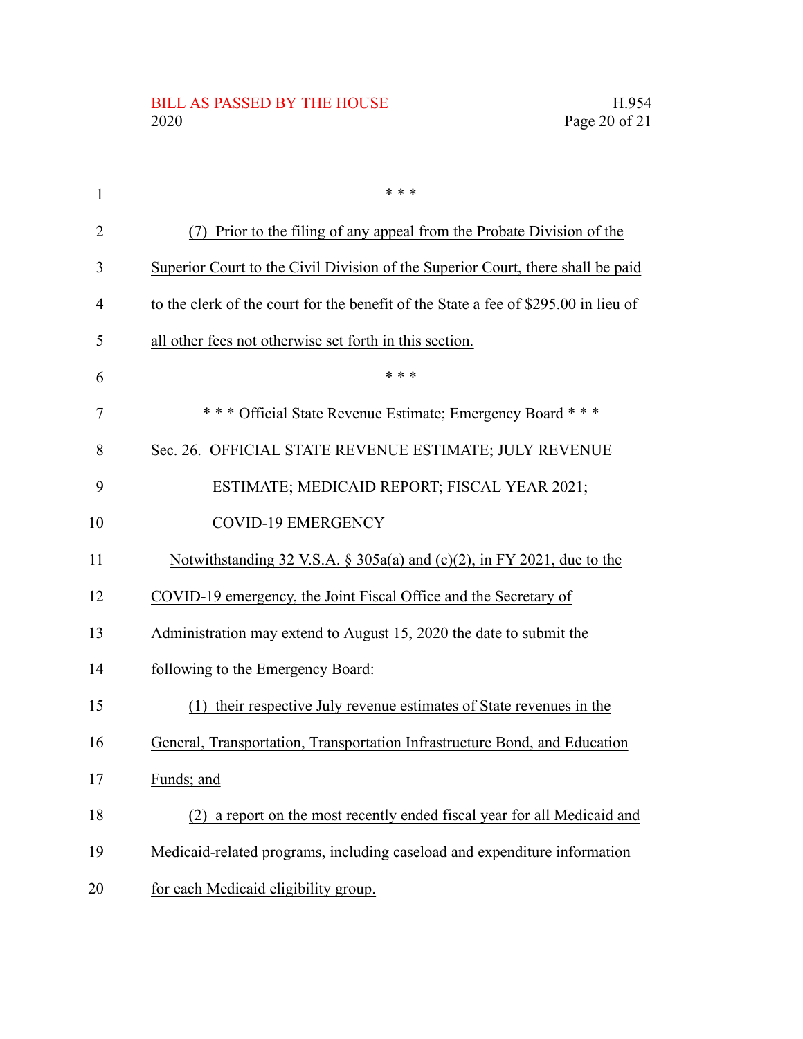\* \* \*

(7) Prior to the filing of any appeal from the Probate Division of the Superior Court to the Civil Division of the Superior Court, there shall be paid to the clerk of the court for the benefit of the State a fee of $295.00 in lieu of all other fees not otherwise set forth in this section.

\* \* \*

\* \* \* Official State Revenue Estimate; Emergency Board \* \* \*

Sec. 26. OFFICIAL STATE REVENUE ESTIMATE; JULY REVENUE ESTIMATE; MEDICAID REPORT; FISCAL YEAR 2021; COVID-19 EMERGENCY

Notwithstanding 32 V.S.A. § 305a(a) and (c)(2), in FY 2021, due to the COVID-19 emergency, the Joint Fiscal Office and the Secretary of Administration may extend to August 15, 2020 the date to submit the following to the Emergency Board:

(1) their respective July revenue estimates of State revenues in the General, Transportation, Transportation Infrastructure Bond, and Education Funds; and

(2) a report on the most recently ended fiscal year for all Medicaid and Medicaid-related programs, including caseload and expenditure information for each Medicaid eligibility group.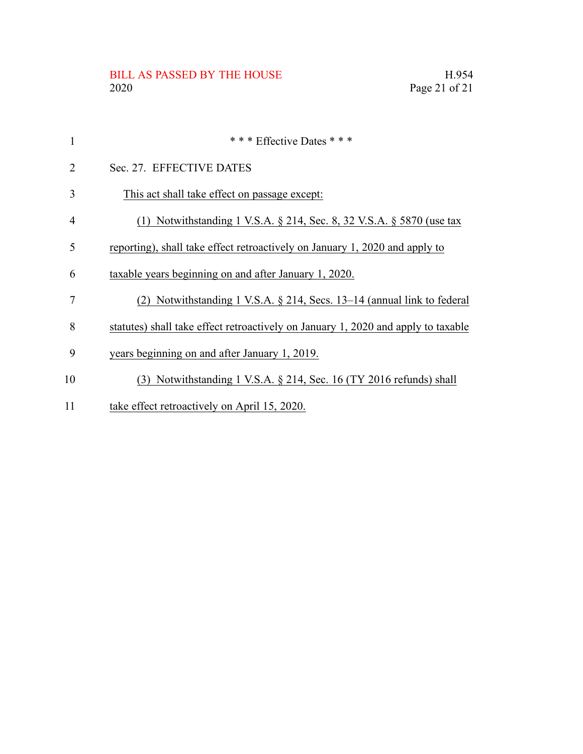\* \* \* Effective Dates \* \* \*

Sec. 27. EFFECTIVE DATES

This act shall take effect on passage except:

(1) Notwithstanding 1 V.S.A. § 214, Sec. 8, 32 V.S.A. § 5870 (use tax reporting), shall take effect retroactively on January 1, 2020 and apply to taxable years beginning on and after January 1, 2020.

(2) Notwithstanding 1 V.S.A. § 214, Secs. 13–14 (annual link to federal statutes) shall take effect retroactively on January 1, 2020 and apply to taxable years beginning on and after January 1, 2019.

(3) Notwithstanding 1 V.S.A. § 214, Sec. 16 (TY 2016 refunds) shall take effect retroactively on April 15, 2020.